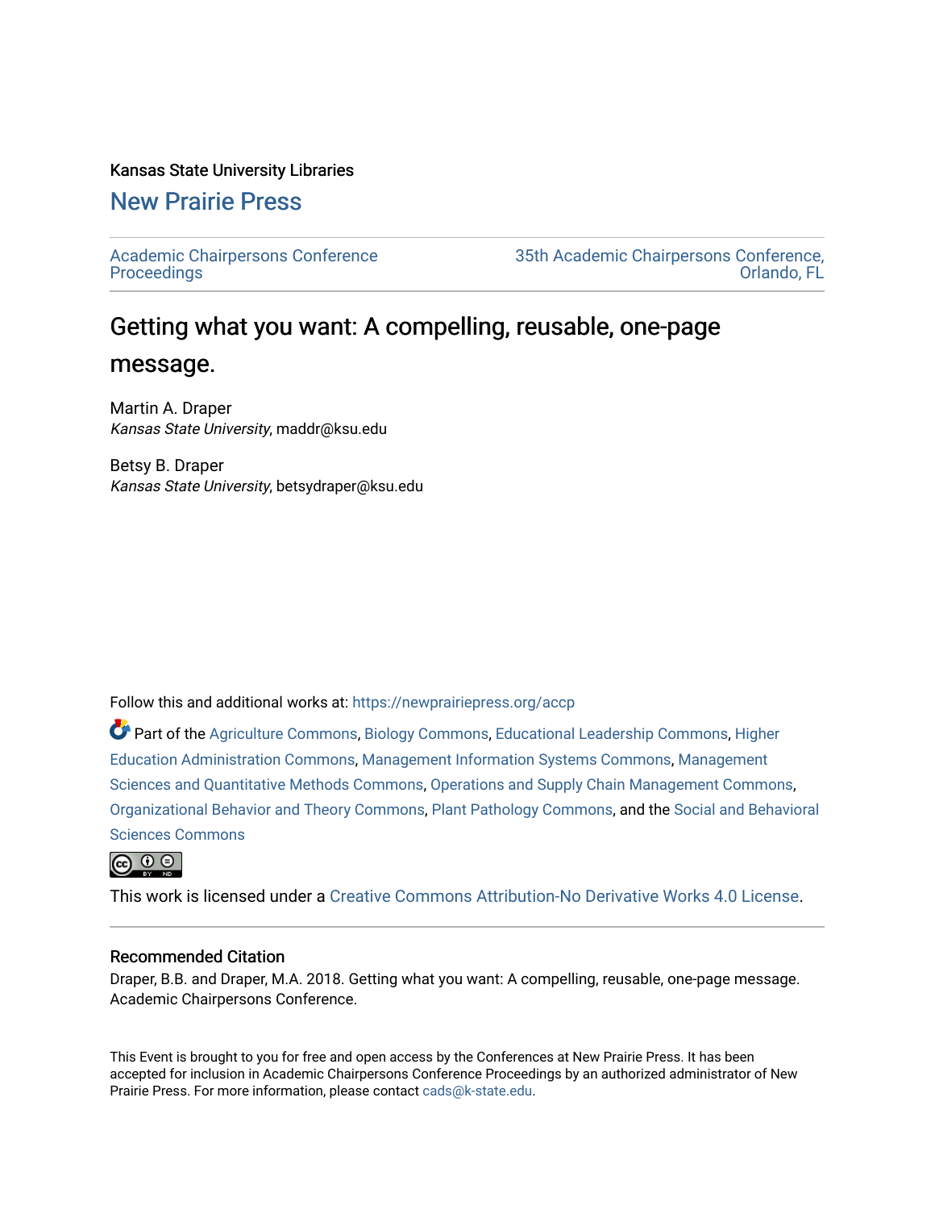Kansas State University Libraries

## New Prairie Press

Academic Chairpersons Conference Proceedings

35th Academic Chairpersons Conference, Orlando, FL

# Getting what you want: A compelling, reusable, one-page message.

Martin A. Draper
*Kansas State University*, maddr@ksu.edu

Betsy B. Draper
*Kansas State University*, betsydraper@ksu.edu

Follow this and additional works at: https://newprairiepress.org/accp

Part of the Agriculture Commons, Biology Commons, Educational Leadership Commons, Higher Education Administration Commons, Management Information Systems Commons, Management Sciences and Quantitative Methods Commons, Operations and Supply Chain Management Commons, Organizational Behavior and Theory Commons, Plant Pathology Commons, and the Social and Behavioral Sciences Commons

This work is licensed under a Creative Commons Attribution-No Derivative Works 4.0 License.

### Recommended Citation

Draper, B.B. and Draper, M.A. 2018. Getting what you want: A compelling, reusable, one-page message. Academic Chairpersons Conference.

This Event is brought to you for free and open access by the Conferences at New Prairie Press. It has been accepted for inclusion in Academic Chairpersons Conference Proceedings by an authorized administrator of New Prairie Press. For more information, please contact cads@k-state.edu.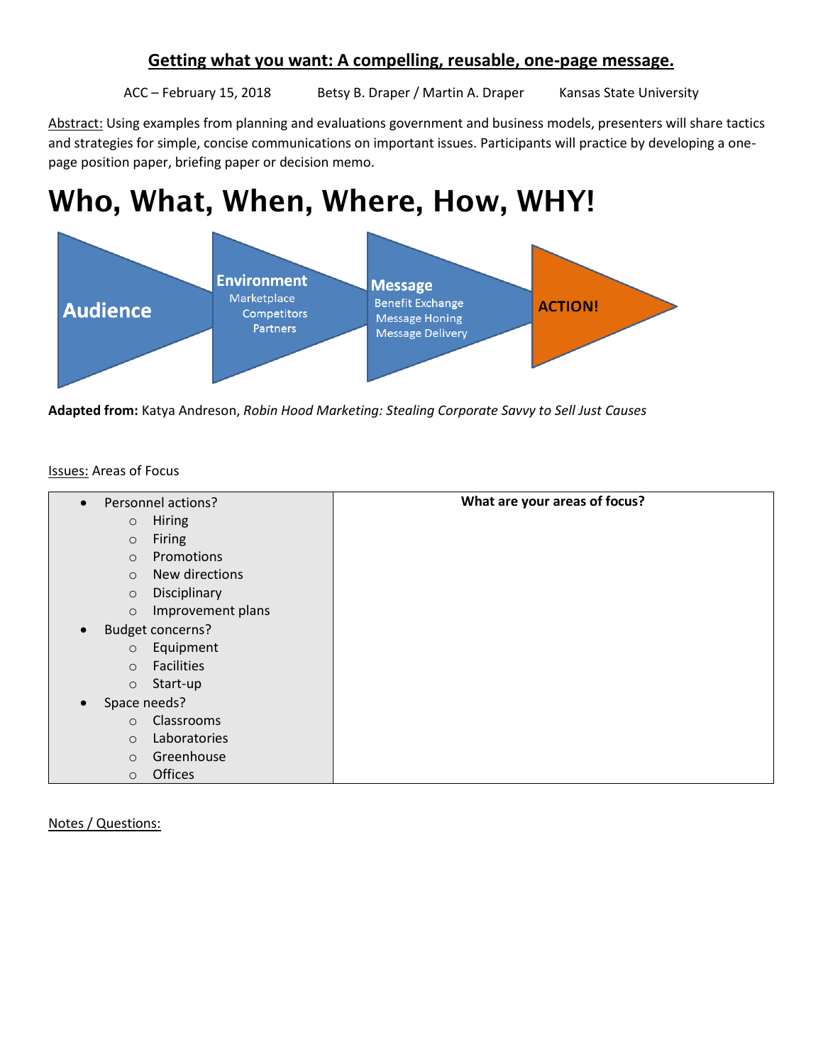## Getting what you want: A compelling, reusable, one-page message.

ACC – February 15, 2018 Betsy B. Draper / Martin A. Draper Kansas State University

Abstract: Using examples from planning and evaluations government and business models, presenters will share tactics and strategies for simple, concise communications on important issues. Participants will practice by developing a one-page position paper, briefing paper or decision memo.

# Who, What, When, Where, How, WHY!

**Audience** → **Environment** (Marketplace, Competitors, Partners) → **Message** (Benefit Exchange, Message Honing, Message Delivery) → **ACTION!**

**Adapted from:** Katya Andreson, *Robin Hood Marketing: Stealing Corporate Savvy to Sell Just Causes*

Issues: Areas of Focus

| | **What are your areas of focus?** |
|---|---|
| • Personnel actions?<br>  ○ Hiring<br>  ○ Firing<br>  ○ Promotions<br>  ○ New directions<br>  ○ Disciplinary<br>  ○ Improvement plans<br>• Budget concerns?<br>  ○ Equipment<br>  ○ Facilities<br>  ○ Start-up<br>• Space needs?<br>  ○ Classrooms<br>  ○ Laboratories<br>  ○ Greenhouse<br>  ○ Offices | |

Notes / Questions: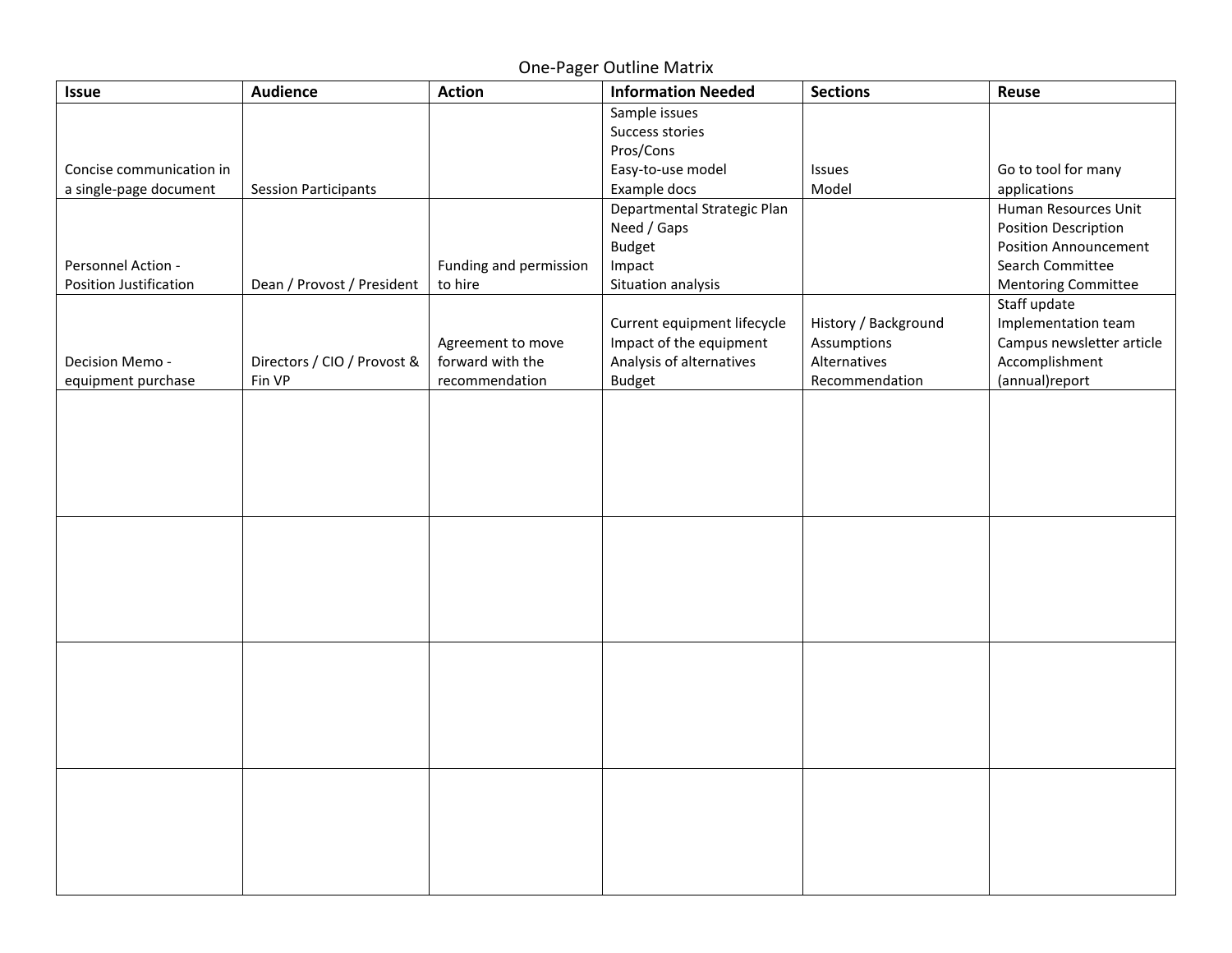# One-Pager Outline Matrix

| Issue | Audience | Action | Information Needed | Sections | Reuse |
|---|---|---|---|---|---|
| Concise communication in a single-page document | Session Participants | | Sample issues<br>Success stories<br>Pros/Cons<br>Easy-to-use model<br>Example docs | Issues<br>Model | Go to tool for many applications |
| Personnel Action - Position Justification | Dean / Provost / President | Funding and permission to hire | Departmental Strategic Plan<br>Need / Gaps<br>Budget<br>Impact<br>Situation analysis | | Human Resources Unit<br>Position Description<br>Position Announcement<br>Search Committee<br>Mentoring Committee |
| Decision Memo - equipment purchase | Directors / CIO / Provost & Fin VP | Agreement to move forward with the recommendation | Current equipment lifecycle<br>Impact of the equipment<br>Analysis of alternatives<br>Budget | History / Background<br>Assumptions<br>Alternatives<br>Recommendation | Staff update<br>Implementation team<br>Campus newsletter article<br>Accomplishment (annual)report |
| | | | | | |
| | | | | | |
| | | | | | |
| | | | | | |